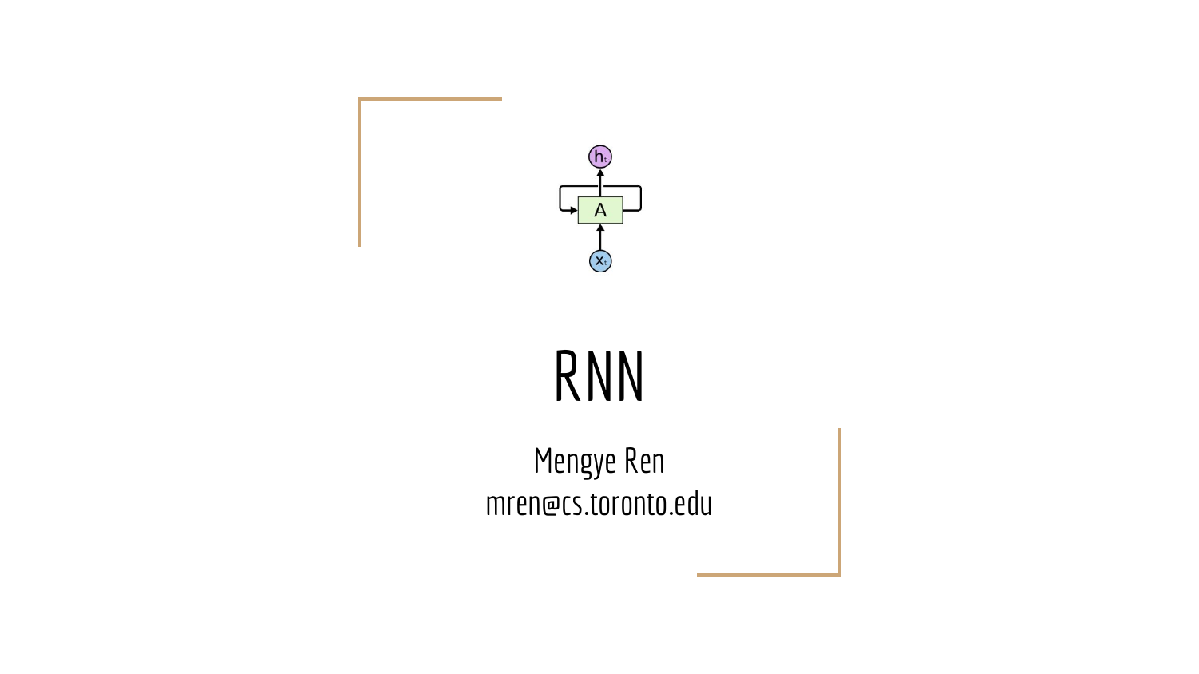# RNN

Mengye Ren
mren@cs.toronto.edu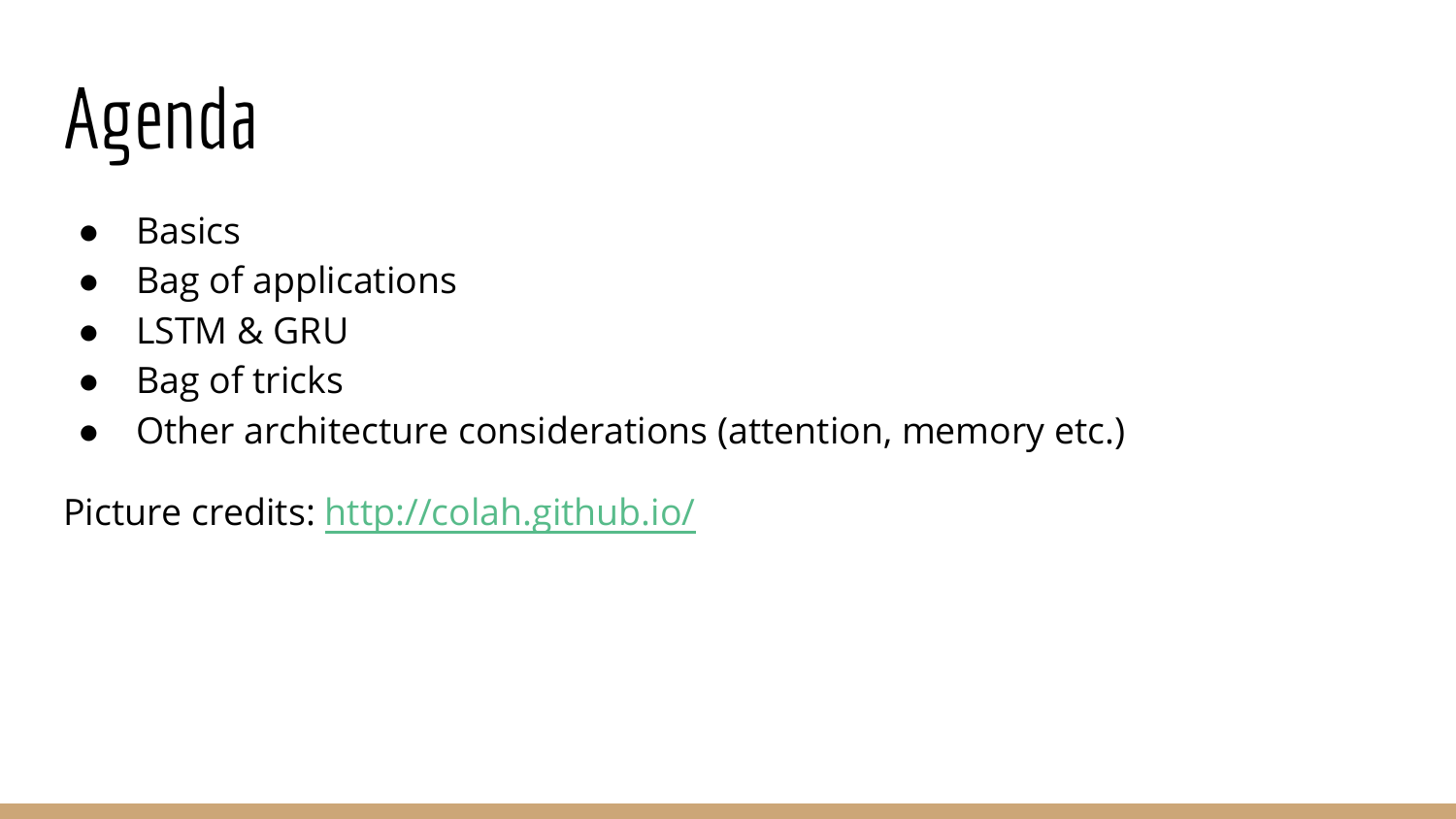# Agenda

- Basics
- Bag of applications
- LSTM & GRU
- Bag of tricks
- Other architecture considerations (attention, memory etc.)

Picture credits: [http://colah.github.io/](http://colah.github.io/)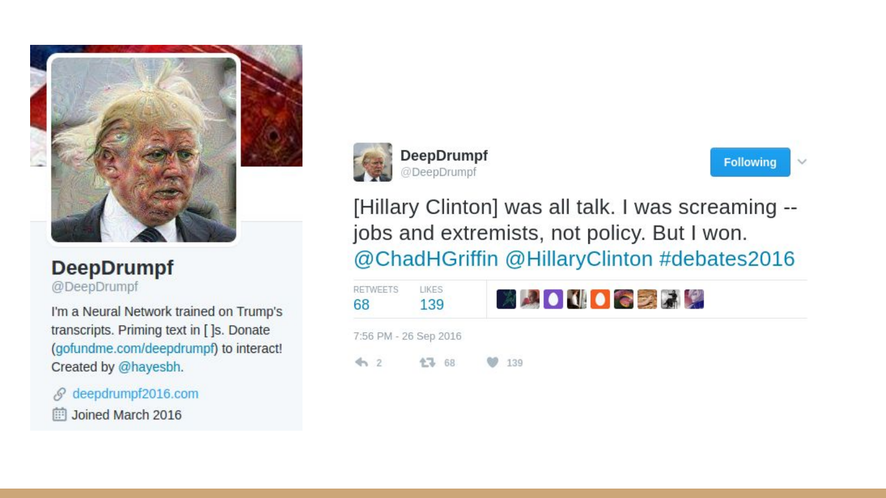**DeepDrumpf**
@DeepDrumpf

I'm a Neural Network trained on Trump's transcripts. Priming text in [ ]s. Donate (gofundme.com/deepdrumpf) to interact! Created by @hayesbh.

deepdrumpf2016.com

Joined March 2016

---

**DeepDrumpf** @DeepDrumpf

Following

[Hillary Clinton] was all talk. I was screaming -- jobs and extremists, not policy. But I won. @ChadHGriffin @HillaryClinton #debates2016

| RETWEETS | LIKES |
| --- | --- |
| 68 | 139 |

7:56 PM - 26 Sep 2016

2 · 68 · 139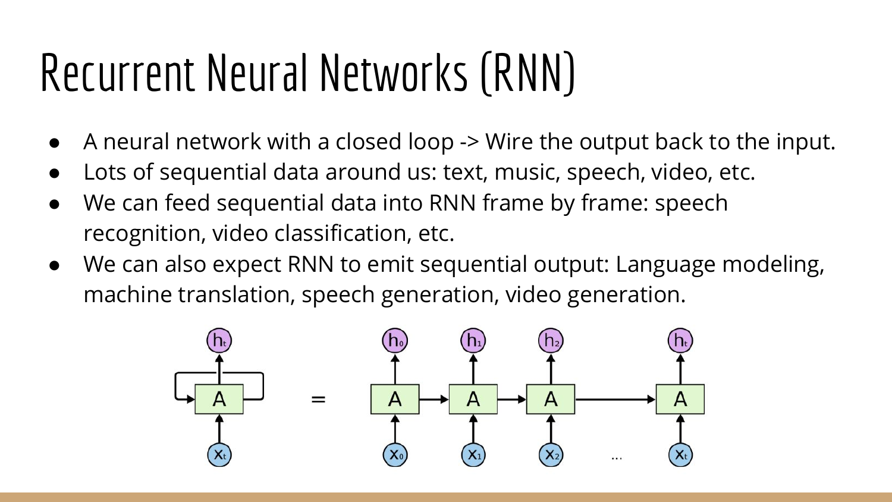# Recurrent Neural Networks (RNN)

- A neural network with a closed loop -> Wire the output back to the input.
- Lots of sequential data around us: text, music, speech, video, etc.
- We can feed sequential data into RNN frame by frame: speech recognition, video classification, etc.
- We can also expect RNN to emit sequential output: Language modeling, machine translation, speech generation, video generation.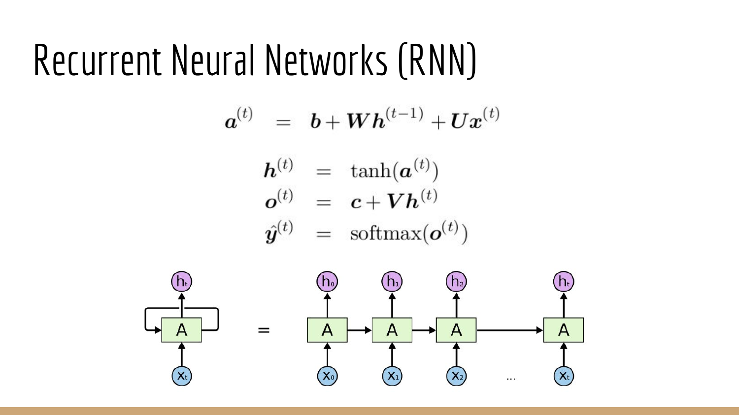# Recurrent Neural Networks (RNN)

$$\boldsymbol{a}^{(t)} = \boldsymbol{b} + \boldsymbol{W}\boldsymbol{h}^{(t-1)} + \boldsymbol{U}\boldsymbol{x}^{(t)}$$

$$\boldsymbol{h}^{(t)} = \tanh(\boldsymbol{a}^{(t)})$$

$$\boldsymbol{o}^{(t)} = \boldsymbol{c} + \boldsymbol{V}\boldsymbol{h}^{(t)}$$

$$\hat{\boldsymbol{y}}^{(t)} = \text{softmax}(\boldsymbol{o}^{(t)})$$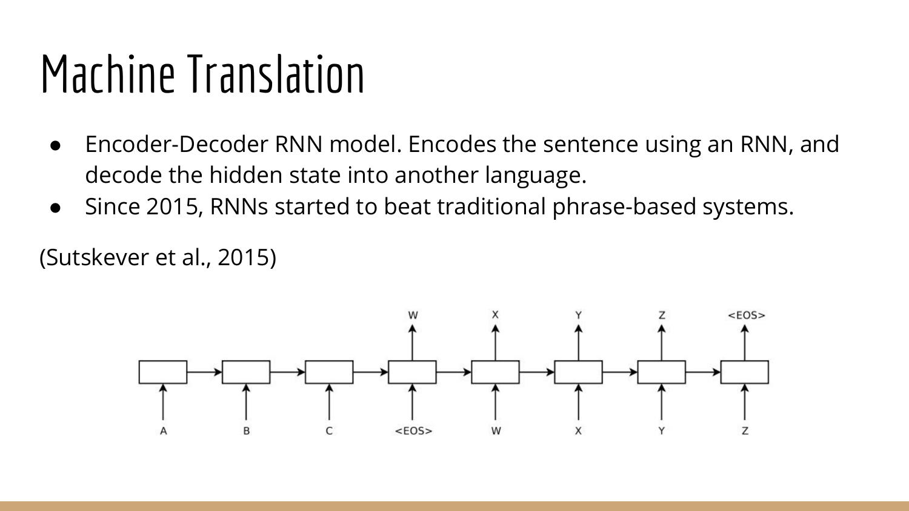# Machine Translation

- Encoder-Decoder RNN model. Encodes the sentence using an RNN, and decode the hidden state into another language.
- Since 2015, RNNs started to beat traditional phrase-based systems.

(Sutskever et al., 2015)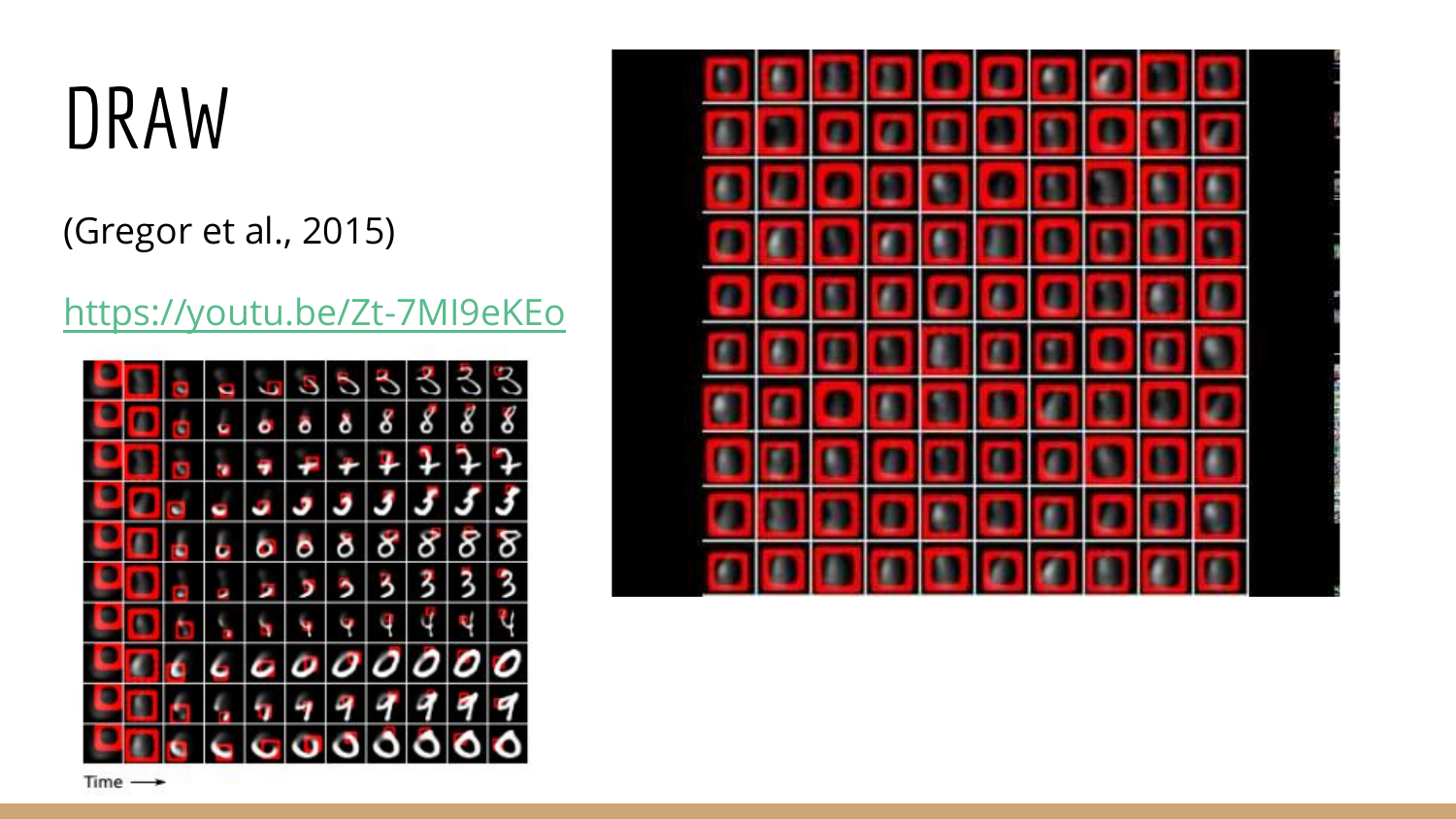# DRAW

(Gregor et al., 2015)

https://youtu.be/Zt-7MI9eKEo

Time ⟶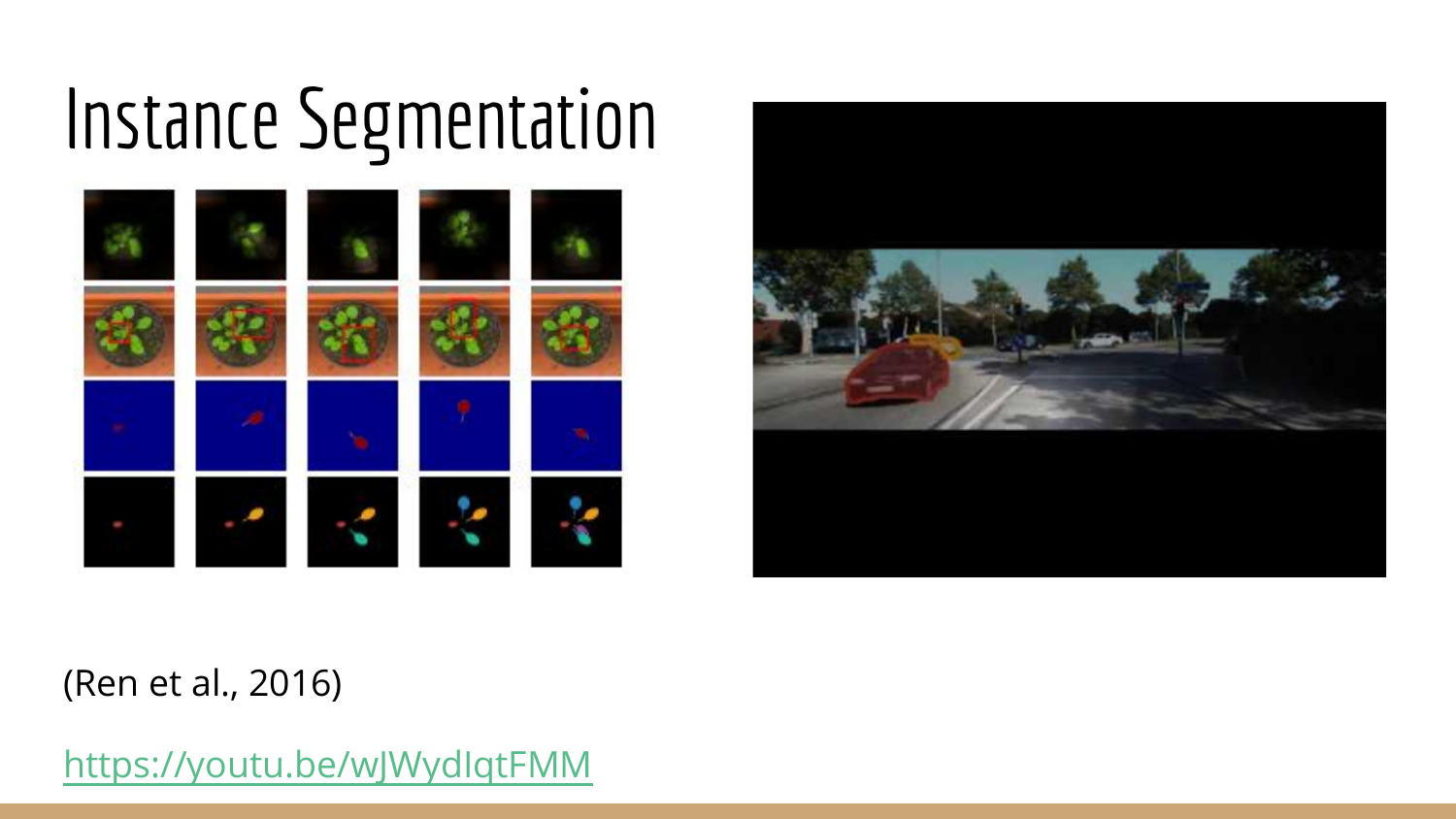# Instance Segmentation

(Ren et al., 2016)

https://youtu.be/wJWydIqtFMM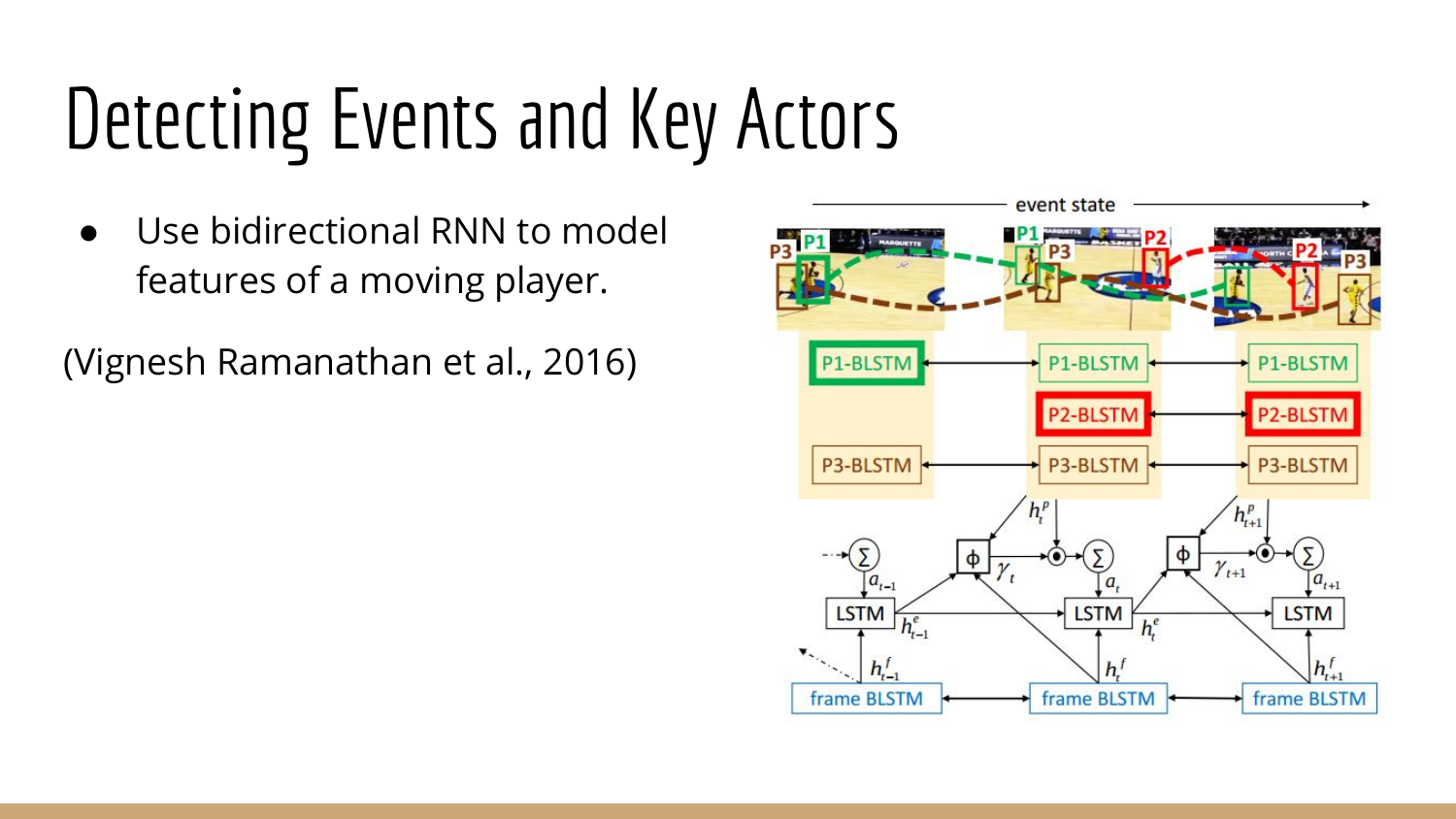# Detecting Events and Key Actors

- Use bidirectional RNN to model features of a moving player.

(Vignesh Ramanathan et al., 2016)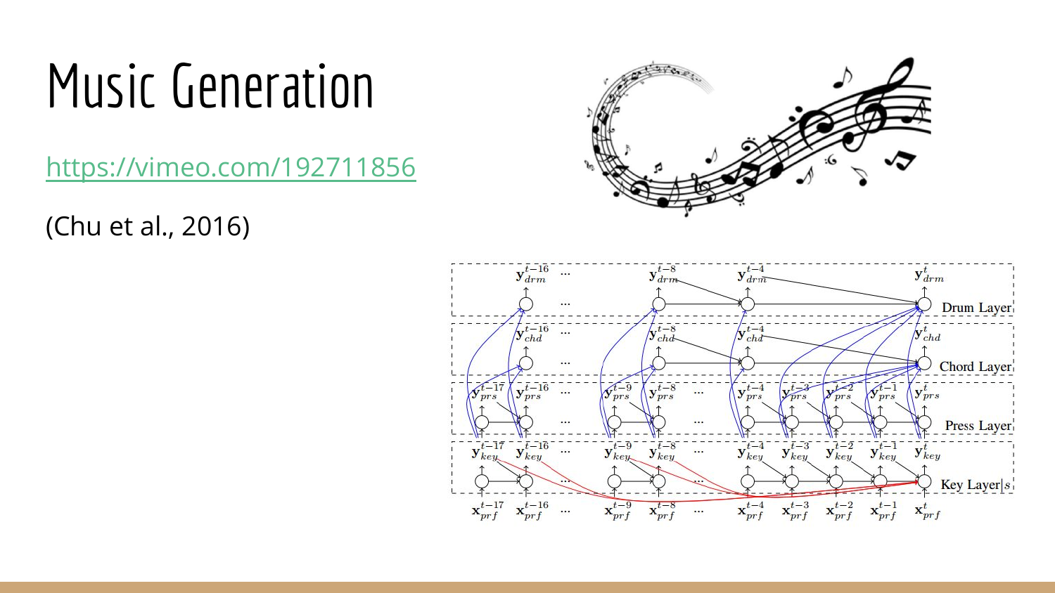# Music Generation

https://vimeo.com/192711856

(Chu et al., 2016)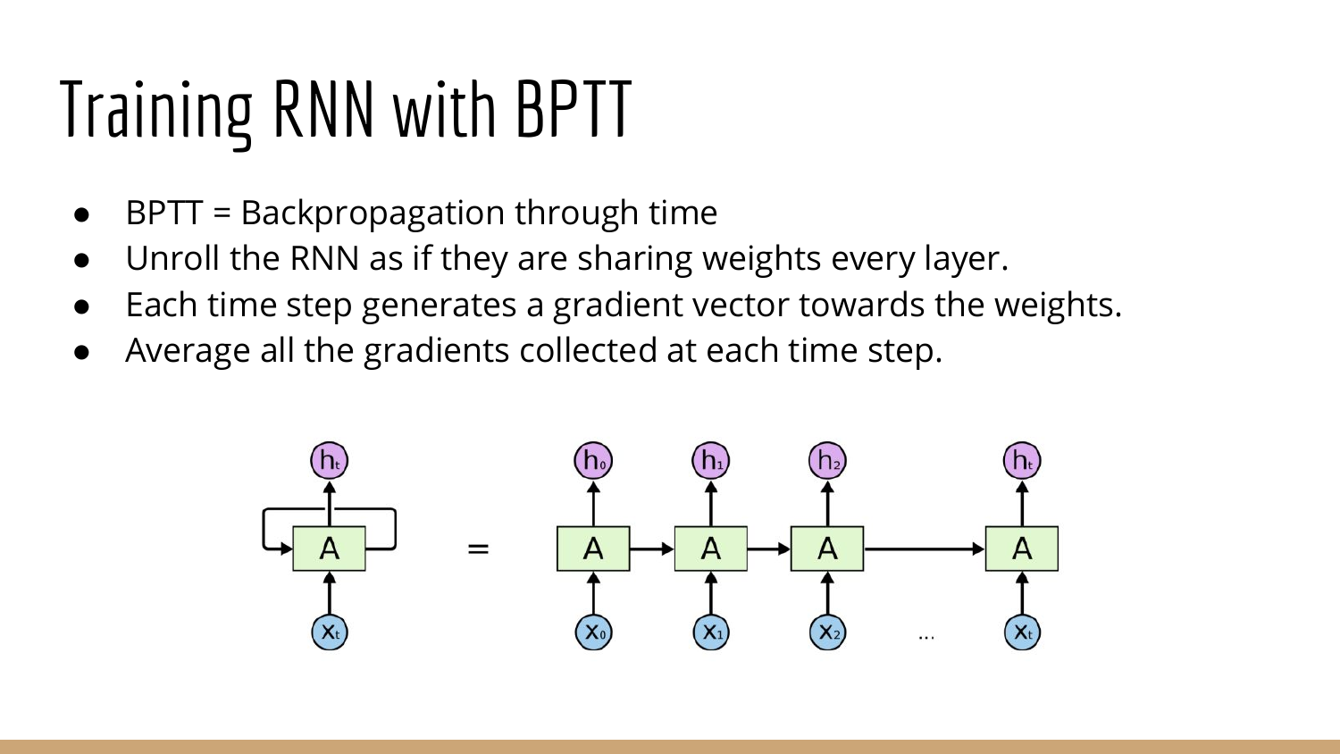# Training RNN with BPTT

- BPTT = Backpropagation through time
- Unroll the RNN as if they are sharing weights every layer.
- Each time step generates a gradient vector towards the weights.
- Average all the gradients collected at each time step.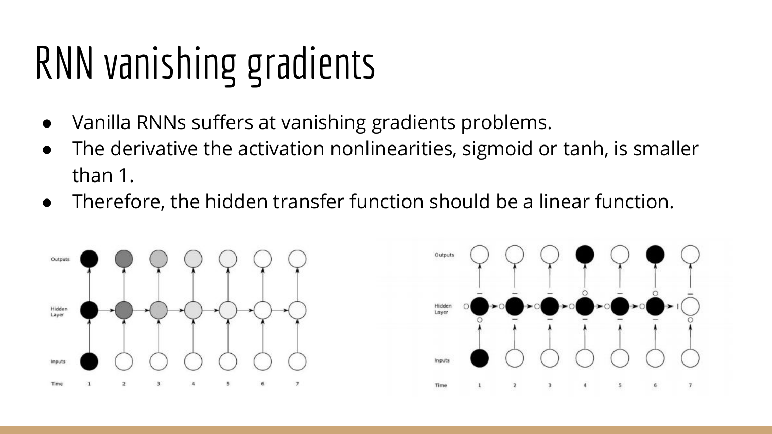# RNN vanishing gradients

- Vanilla RNNs suffers at vanishing gradients problems.
- The derivative the activation nonlinearities, sigmoid or tanh, is smaller than 1.
- Therefore, the hidden transfer function should be a linear function.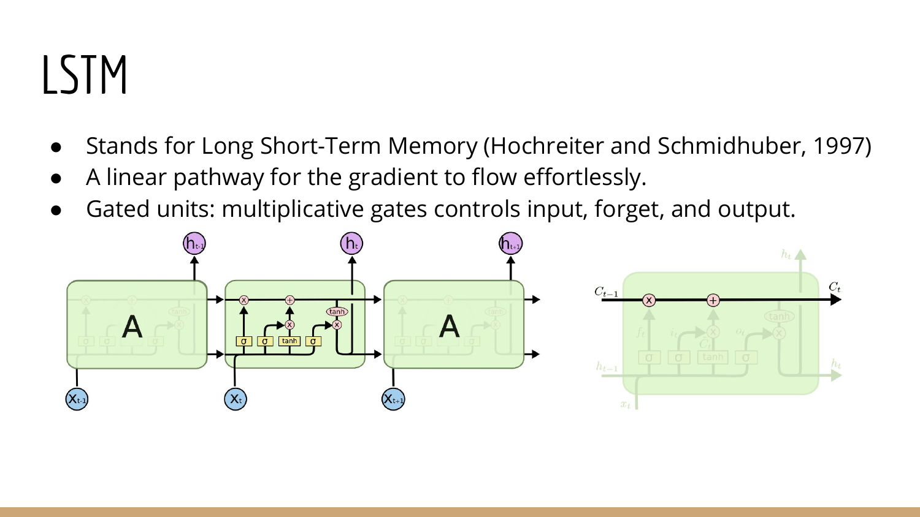# LSTM

- Stands for Long Short-Term Memory (Hochreiter and Schmidhuber, 1997)
- A linear pathway for the gradient to flow effortlessly.
- Gated units: multiplicative gates controls input, forget, and output.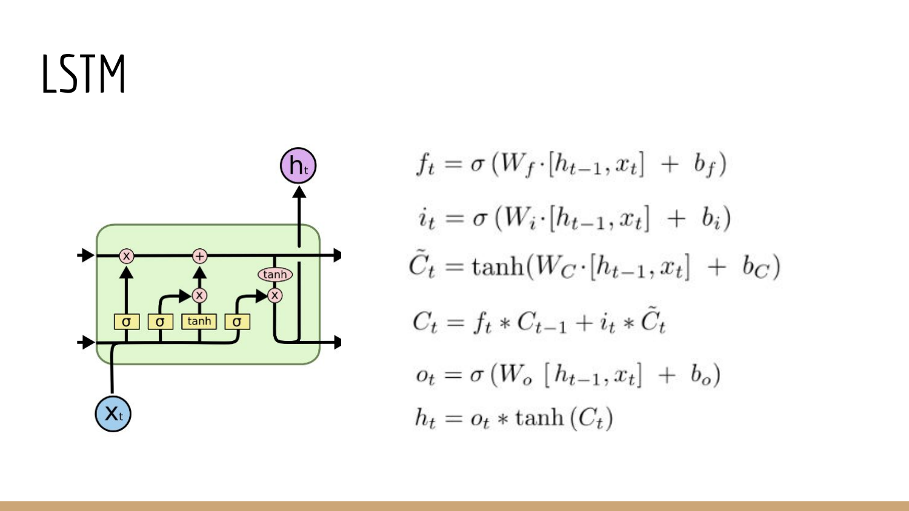# LSTM

$$f_t = \sigma\left(W_f \cdot [h_{t-1}, x_t] \ + \ b_f\right)$$

$$i_t = \sigma\left(W_i \cdot [h_{t-1}, x_t] \ + \ b_i\right)$$

$$\tilde{C}_t = \tanh(W_C \cdot [h_{t-1}, x_t] \ + \ b_C)$$

$$C_t = f_t * C_{t-1} + i_t * \tilde{C}_t$$

$$o_t = \sigma\left(W_o \ [h_{t-1}, x_t] \ + \ b_o\right)$$

$$h_t = o_t * \tanh\left(C_t\right)$$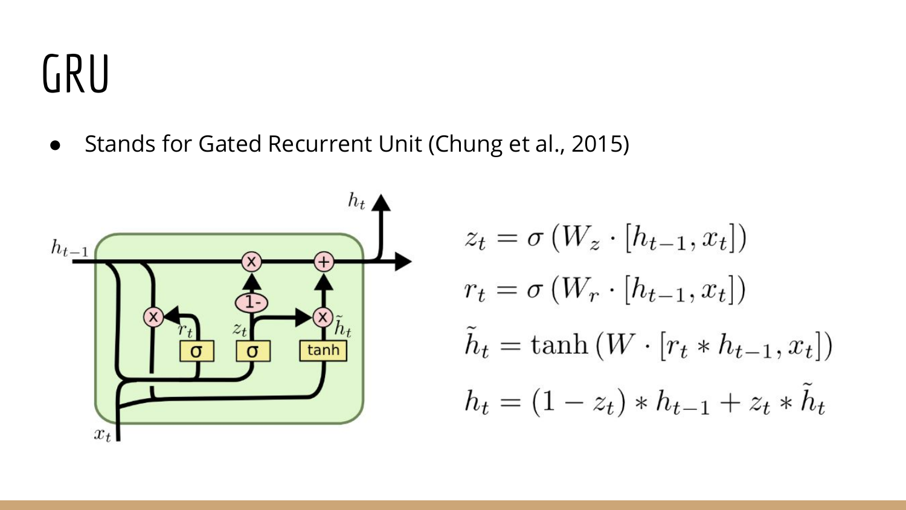# GRU

- Stands for Gated Recurrent Unit (Chung et al., 2015)

$$z_t = \sigma\left(W_z \cdot [h_{t-1}, x_t]\right)$$

$$r_t = \sigma\left(W_r \cdot [h_{t-1}, x_t]\right)$$

$$\tilde{h}_t = \tanh\left(W \cdot [r_t * h_{t-1}, x_t]\right)$$

$$h_t = (1 - z_t) * h_{t-1} + z_t * \tilde{h}_t$$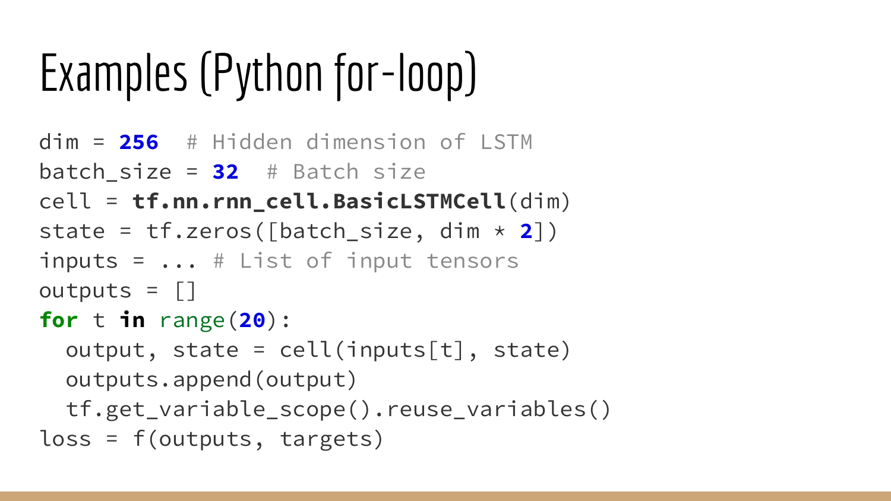# Examples (Python for-loop)

```
dim = 256  # Hidden dimension of LSTM
batch_size = 32  # Batch size
cell = tf.nn.rnn_cell.BasicLSTMCell(dim)
state = tf.zeros([batch_size, dim * 2])
inputs = ... # List of input tensors
outputs = []
for t in range(20):
  output, state = cell(inputs[t], state)
  outputs.append(output)
  tf.get_variable_scope().reuse_variables()
loss = f(outputs, targets)
```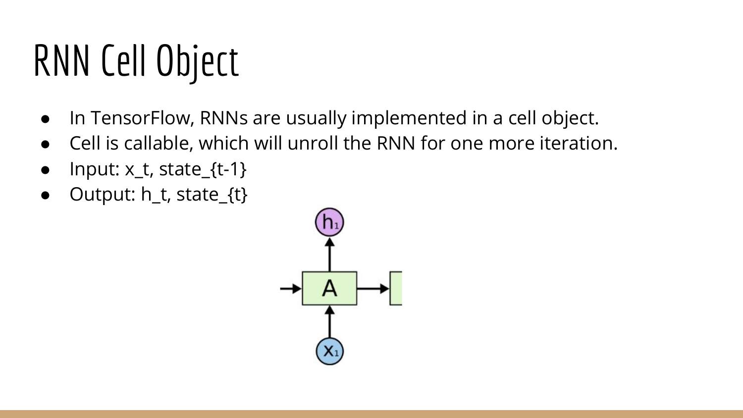# RNN Cell Object

- In TensorFlow, RNNs are usually implemented in a cell object.
- Cell is callable, which will unroll the RNN for one more iteration.
- Input: x_t, state_{t-1}
- Output: h_t, state_{t}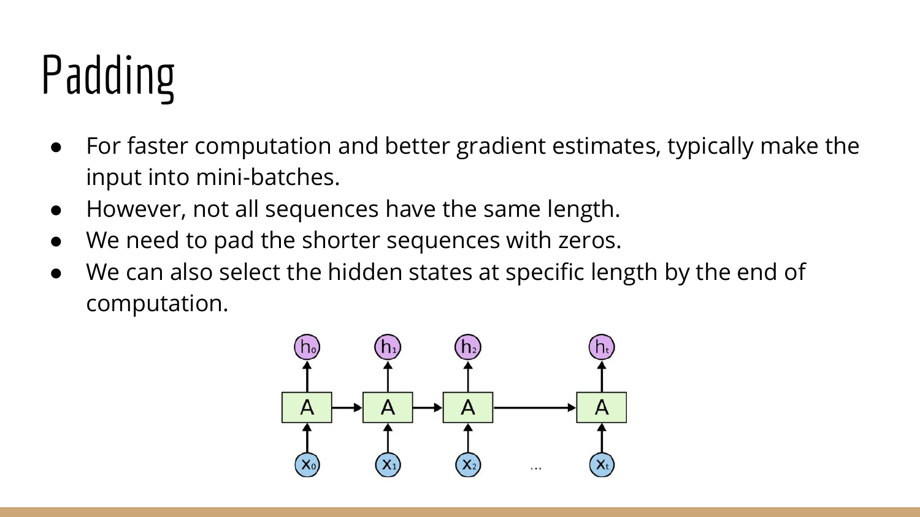# Padding

- For faster computation and better gradient estimates, typically make the input into mini-batches.
- However, not all sequences have the same length.
- We need to pad the shorter sequences with zeros.
- We can also select the hidden states at specific length by the end of computation.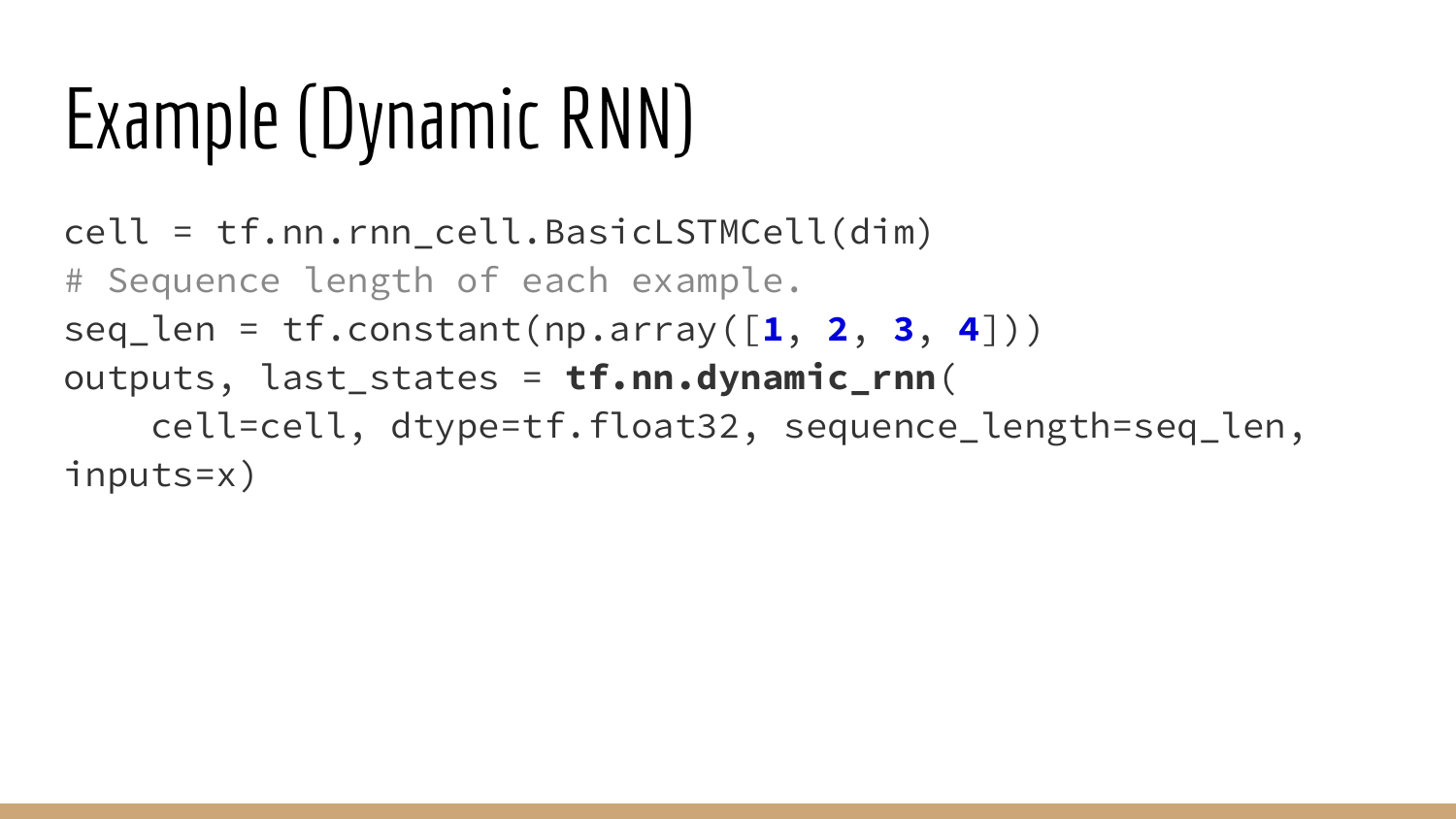# Example (Dynamic RNN)

```
cell = tf.nn.rnn_cell.BasicLSTMCell(dim)
# Sequence length of each example.
seq_len = tf.constant(np.array([1, 2, 3, 4]))
outputs, last_states = tf.nn.dynamic_rnn(
    cell=cell, dtype=tf.float32, sequence_length=seq_len,
inputs=x)
```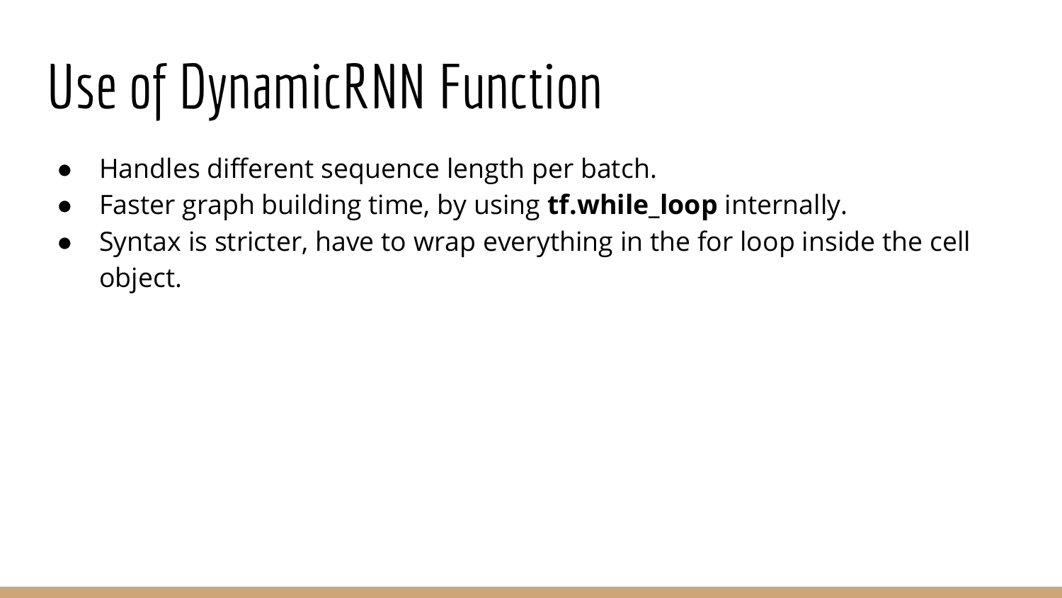# Use of DynamicRNN Function

- Handles different sequence length per batch.
- Faster graph building time, by using **tf.while_loop** internally.
- Syntax is stricter, have to wrap everything in the for loop inside the cell object.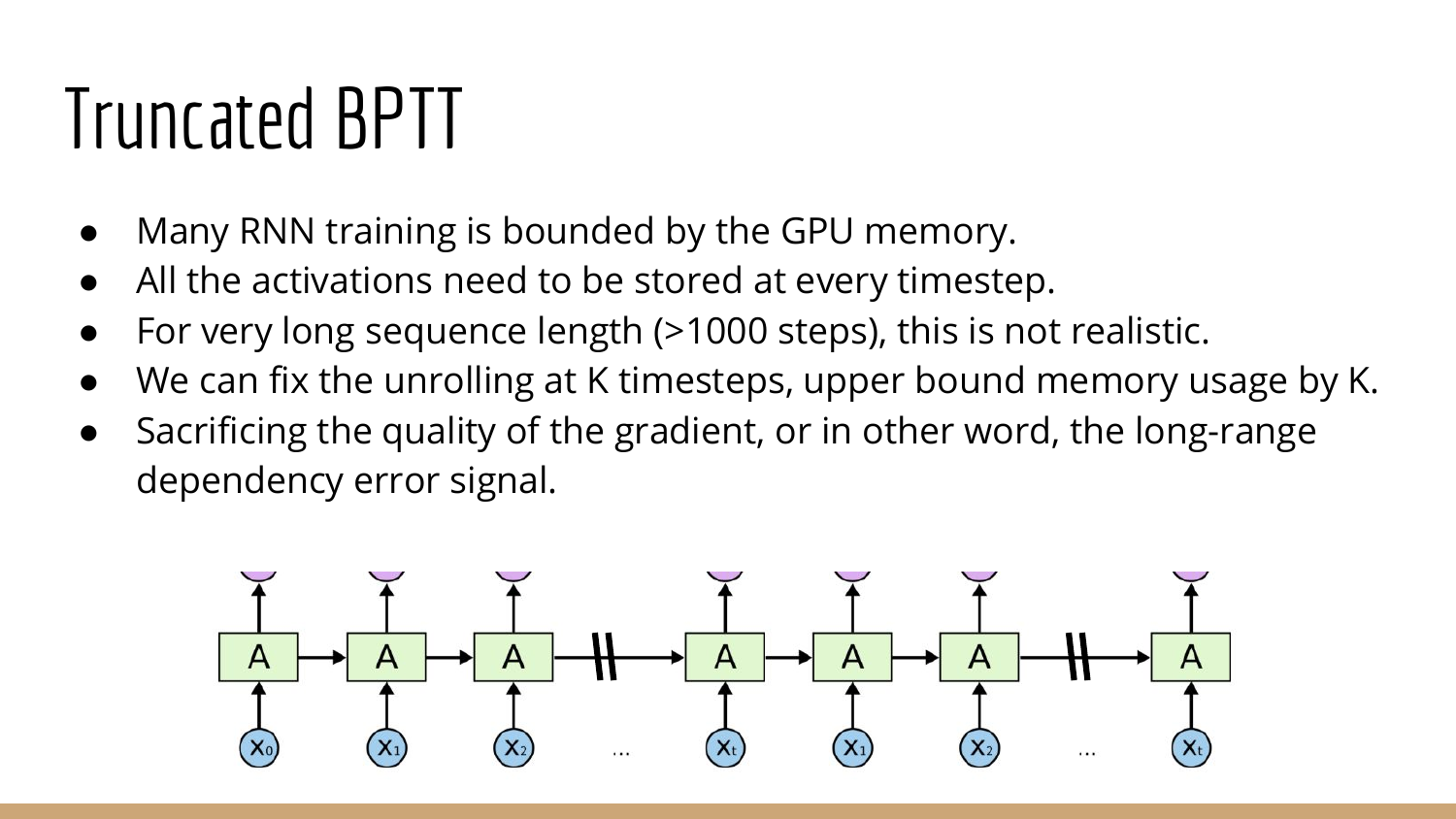# Truncated BPTT

- Many RNN training is bounded by the GPU memory.
- All the activations need to be stored at every timestep.
- For very long sequence length (>1000 steps), this is not realistic.
- We can fix the unrolling at K timesteps, upper bound memory usage by K.
- Sacrificing the quality of the gradient, or in other word, the long-range dependency error signal.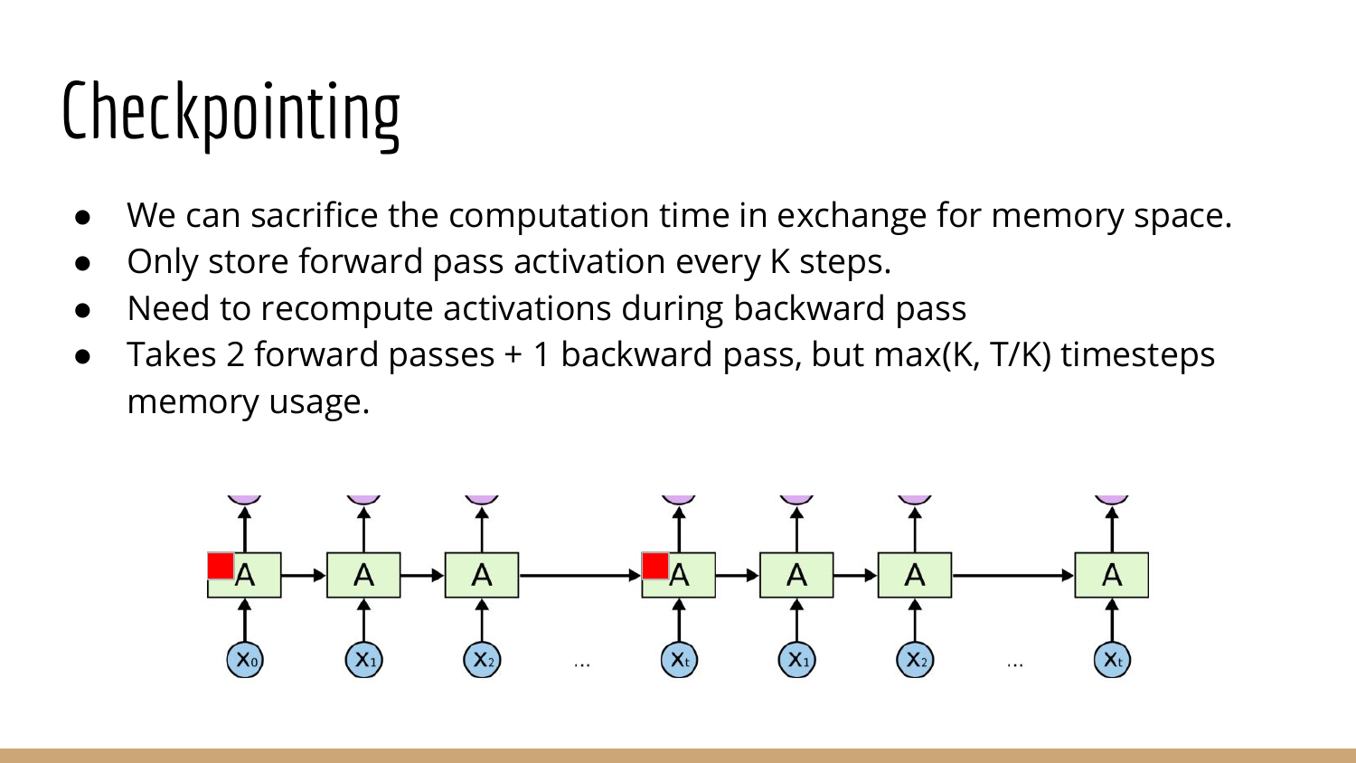# Checkpointing

- We can sacrifice the computation time in exchange for memory space.
- Only store forward pass activation every K steps.
- Need to recompute activations during backward pass
- Takes 2 forward passes + 1 backward pass, but max(K, T/K) timesteps memory usage.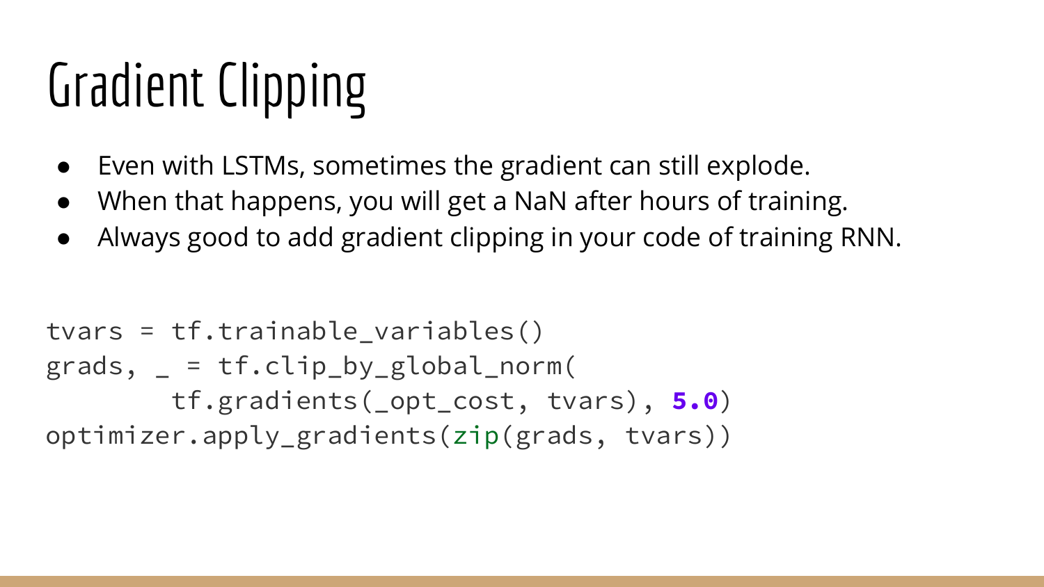# Gradient Clipping

- Even with LSTMs, sometimes the gradient can still explode.
- When that happens, you will get a NaN after hours of training.
- Always good to add gradient clipping in your code of training RNN.

```
tvars = tf.trainable_variables()
grads, _ = tf.clip_by_global_norm(
        tf.gradients(_opt_cost, tvars), 5.0)
optimizer.apply_gradients(zip(grads, tvars))
```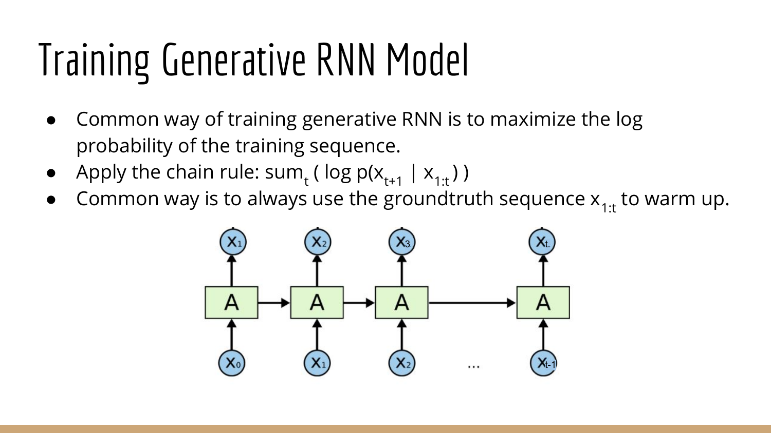# Training Generative RNN Model

- Common way of training generative RNN is to maximize the log probability of the training sequence.
- Apply the chain rule: $\text{sum}_t ( \log p(x_{t+1} \mid x_{1:t}) )$
- Common way is to always use the groundtruth sequence $x_{1:t}$ to warm up.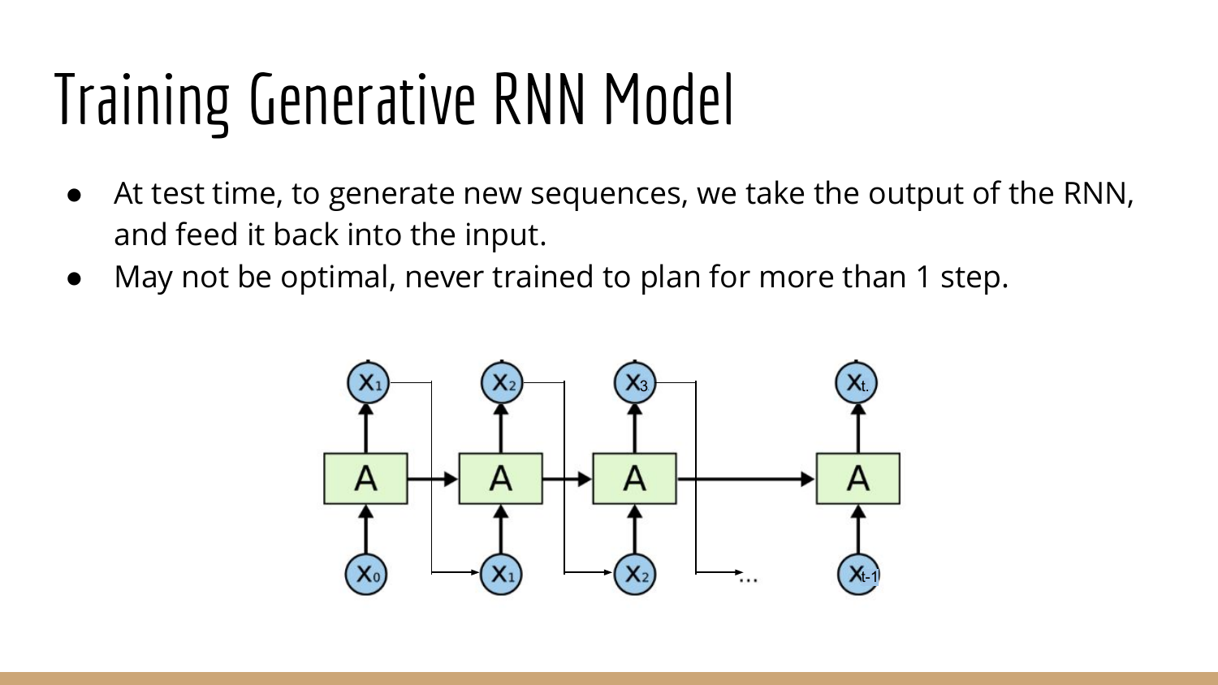# Training Generative RNN Model

- At test time, to generate new sequences, we take the output of the RNN, and feed it back into the input.
- May not be optimal, never trained to plan for more than 1 step.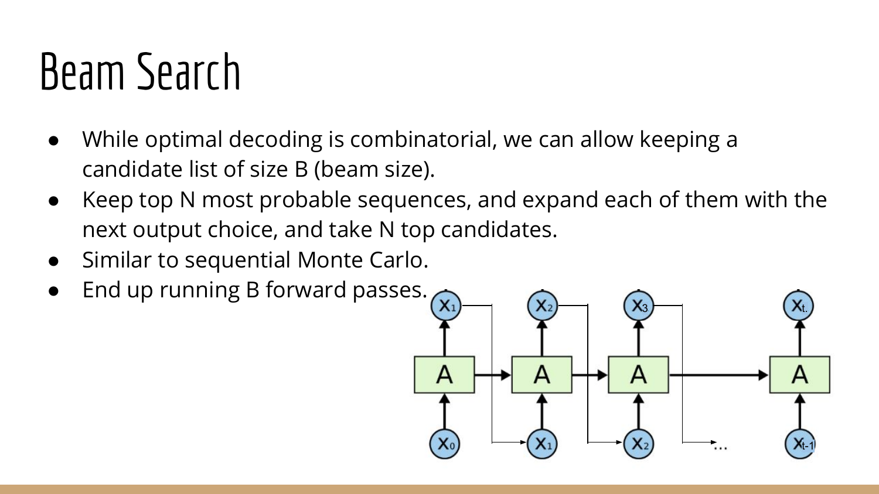# Beam Search

- While optimal decoding is combinatorial, we can allow keeping a candidate list of size B (beam size).
- Keep top N most probable sequences, and expand each of them with the next output choice, and take N top candidates.
- Similar to sequential Monte Carlo.
- End up running B forward passes.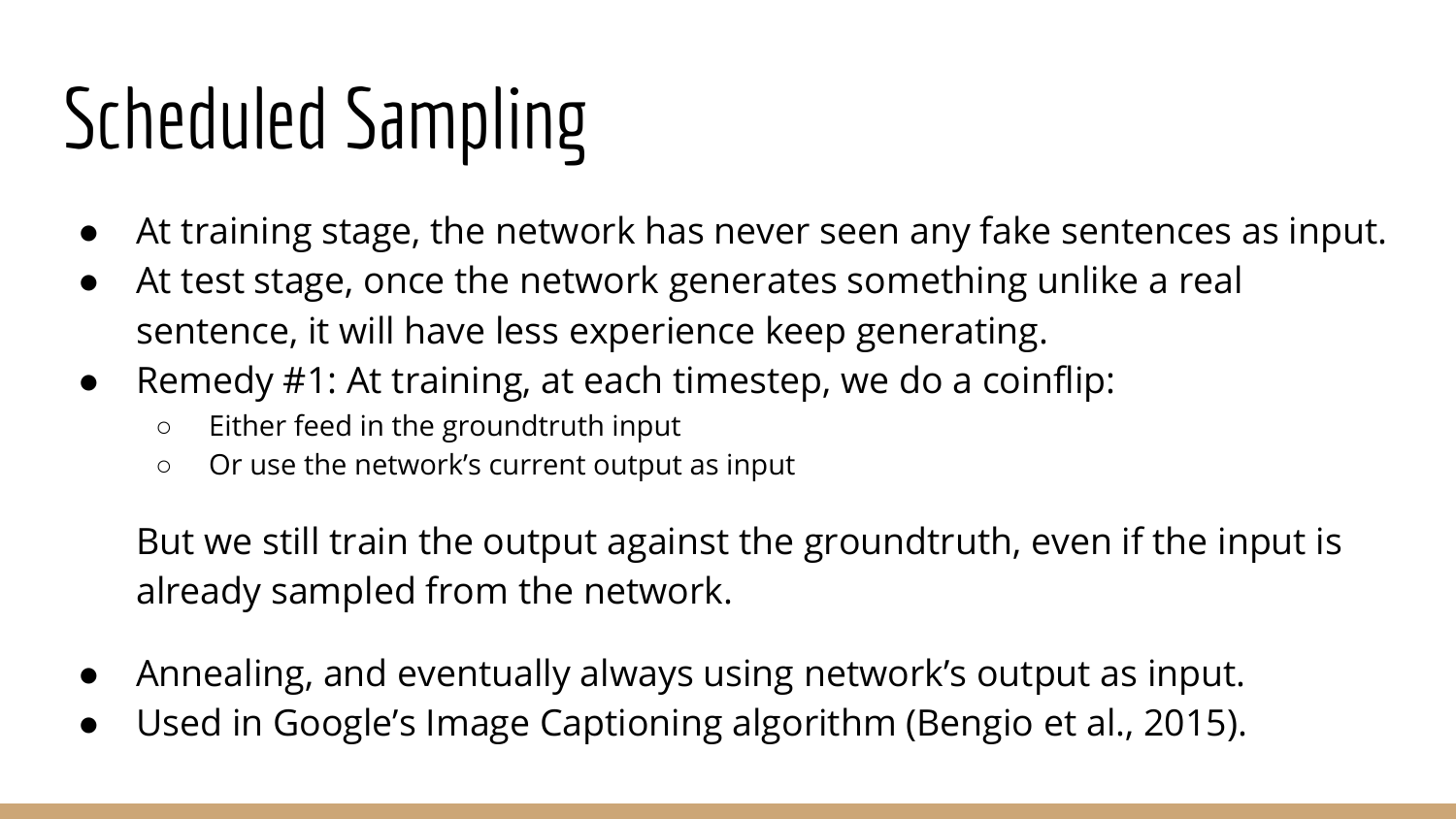# Scheduled Sampling

- At training stage, the network has never seen any fake sentences as input.
- At test stage, once the network generates something unlike a real sentence, it will have less experience keep generating.
- Remedy #1: At training, at each timestep, we do a coinflip:
  - Either feed in the groundtruth input
  - Or use the network's current output as input

  But we still train the output against the groundtruth, even if the input is already sampled from the network.

- Annealing, and eventually always using network's output as input.
- Used in Google's Image Captioning algorithm (Bengio et al., 2015).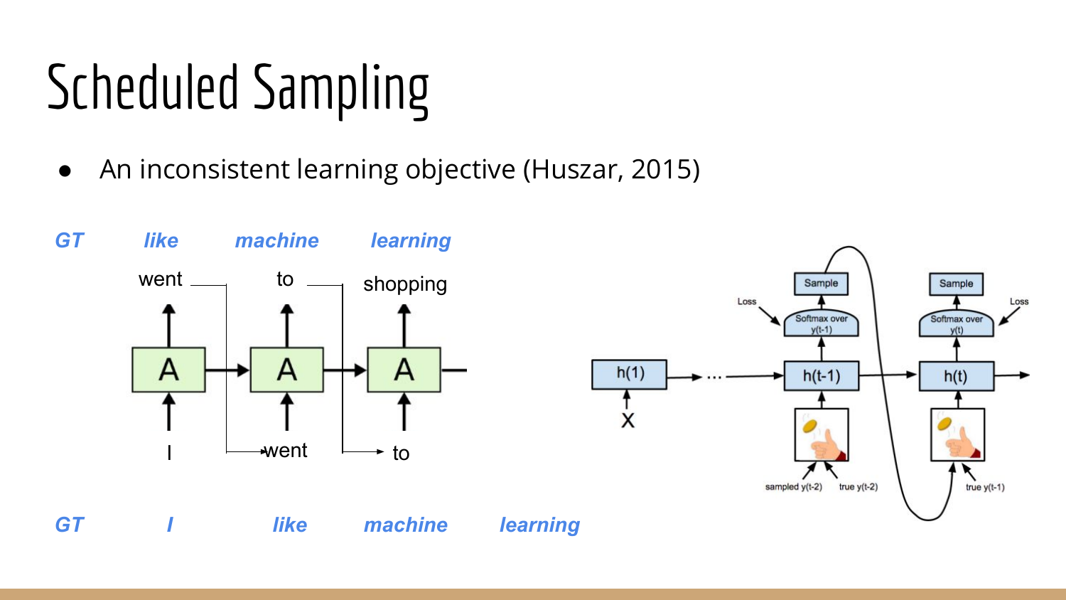# Scheduled Sampling

- An inconsistent learning objective (Huszar, 2015)

*GT* *like* *machine* *learning*

went to shopping

A A A

I went to

*GT* *I* *like* *machine* *learning*

Sample Sample

Loss Softmax over y(t-1) Softmax over y(t) Loss

h(1) → ... h(t-1) h(t)

X

sampled y(t-2) true y(t-2) true y(t-1)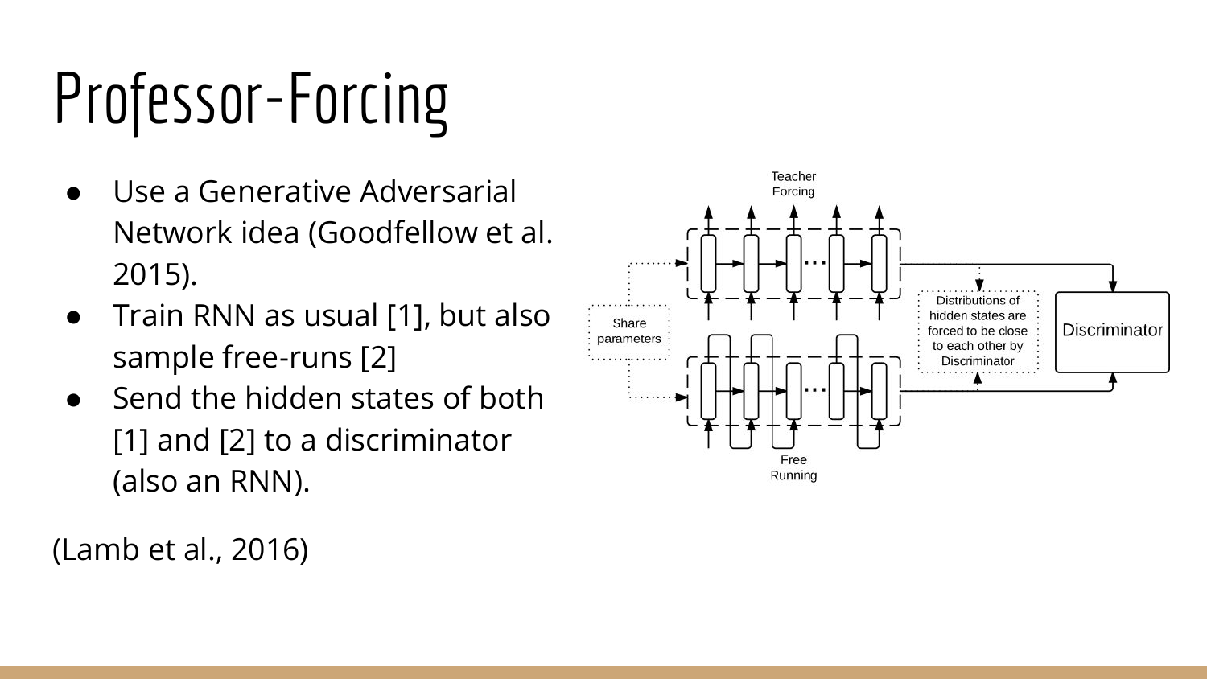# Professor-Forcing

- Use a Generative Adversarial Network idea (Goodfellow et al. 2015).
- Train RNN as usual [1], but also sample free-runs [2]
- Send the hidden states of both [1] and [2] to a discriminator (also an RNN).

(Lamb et al., 2016)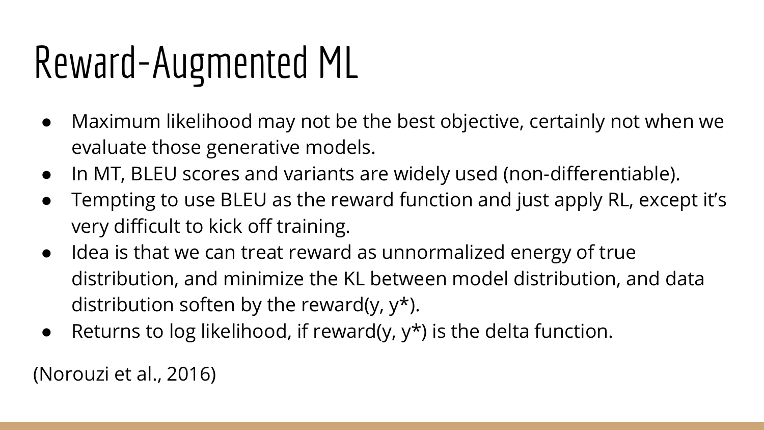# Reward-Augmented ML

- Maximum likelihood may not be the best objective, certainly not when we evaluate those generative models.
- In MT, BLEU scores and variants are widely used (non-differentiable).
- Tempting to use BLEU as the reward function and just apply RL, except it's very difficult to kick off training.
- Idea is that we can treat reward as unnormalized energy of true distribution, and minimize the KL between model distribution, and data distribution soften by the reward(y, y*).
- Returns to log likelihood, if reward(y, y*) is the delta function.

(Norouzi et al., 2016)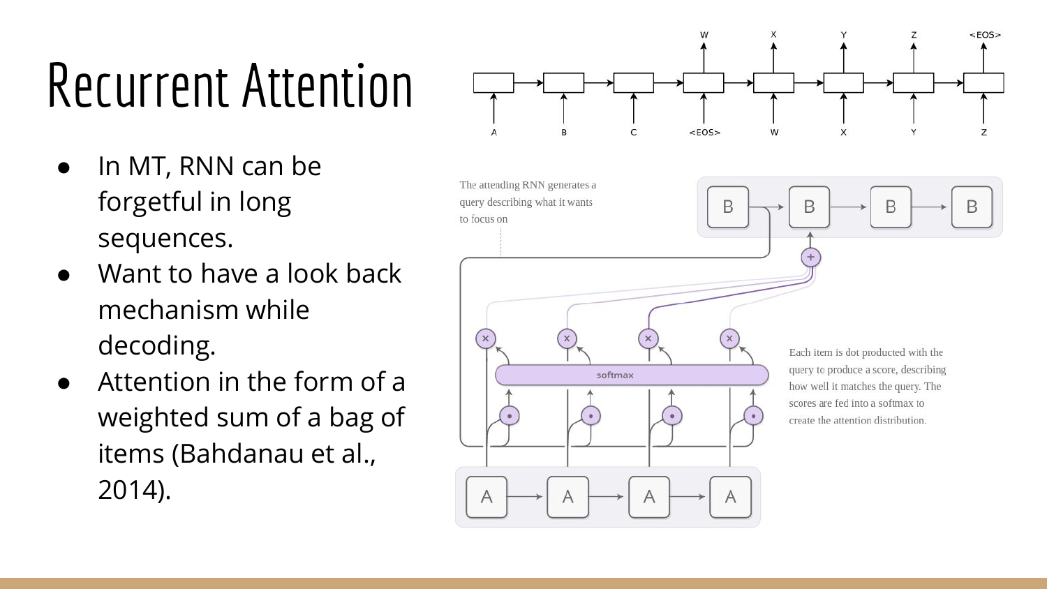# Recurrent Attention

- In MT, RNN can be forgetful in long sequences.
- Want to have a look back mechanism while decoding.
- Attention in the form of a weighted sum of a bag of items (Bahdanau et al., 2014).

The attending RNN generates a query describing what it wants to focus on

Each item is dot producted with the query to produce a score, describing how well it matches the query. The scores are fed into a softmax to create the attention distribution.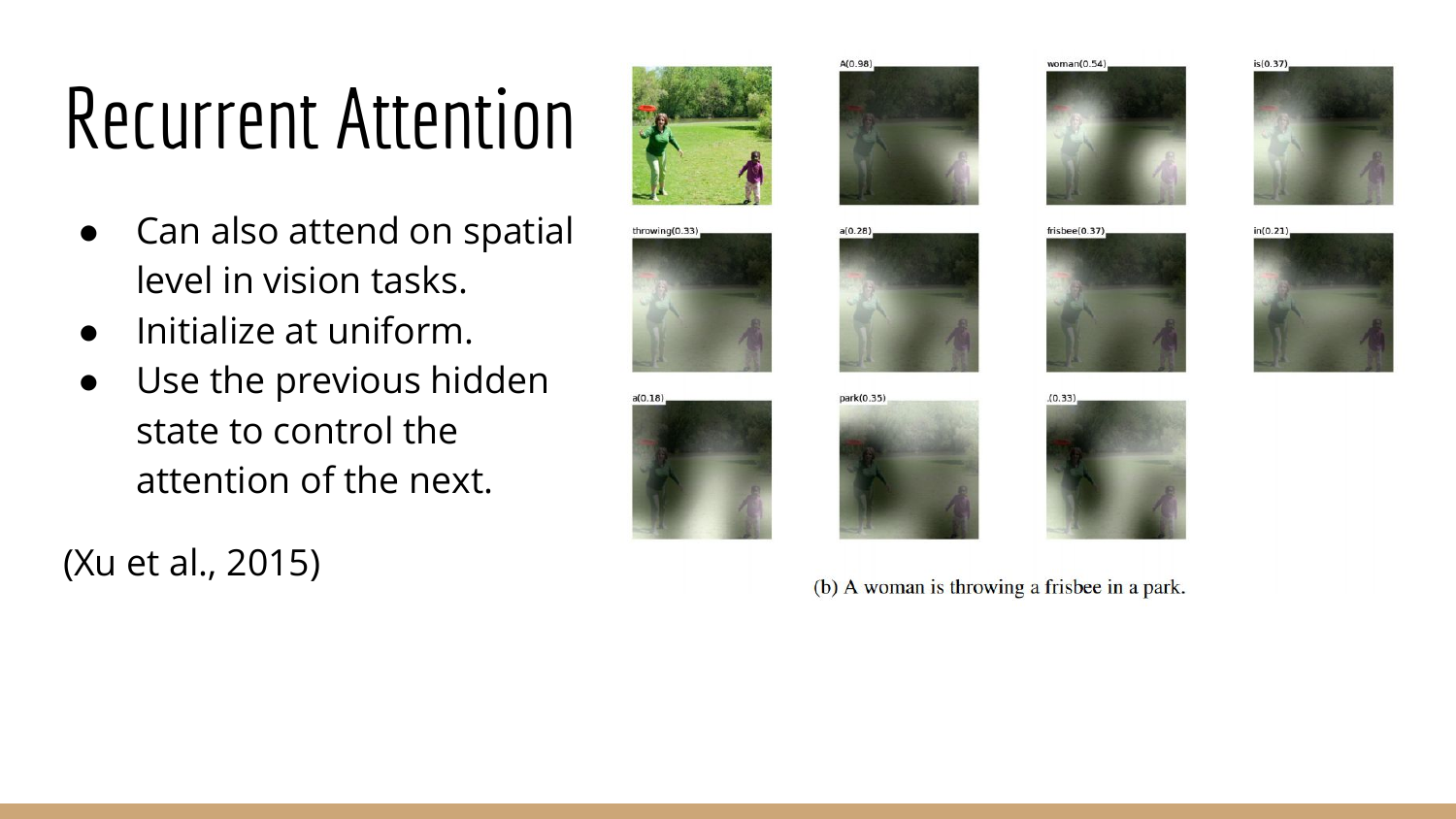# Recurrent Attention

- Can also attend on spatial level in vision tasks.
- Initialize at uniform.
- Use the previous hidden state to control the attention of the next.

(Xu et al., 2015)

A(0.98) woman(0.54) is(0.37) throwing(0.33) a(0.28) frisbee(0.37) in(0.21) a(0.18) park(0.35) .(0.33)

(b) A woman is throwing a frisbee in a park.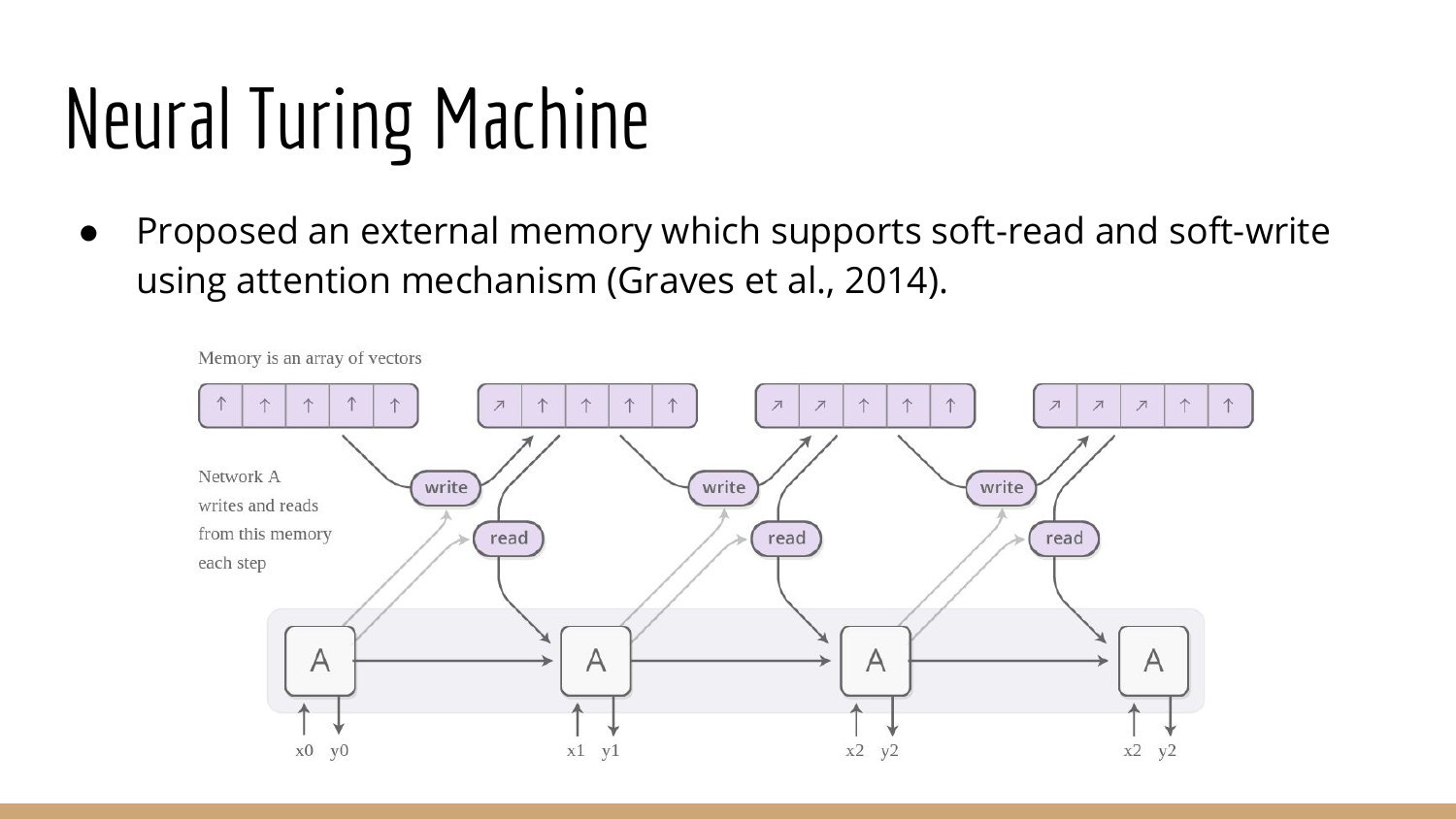# Neural Turing Machine

- Proposed an external memory which supports soft-read and soft-write using attention mechanism (Graves et al., 2014).

Memory is an array of vectors

Network A writes and reads from this memory each step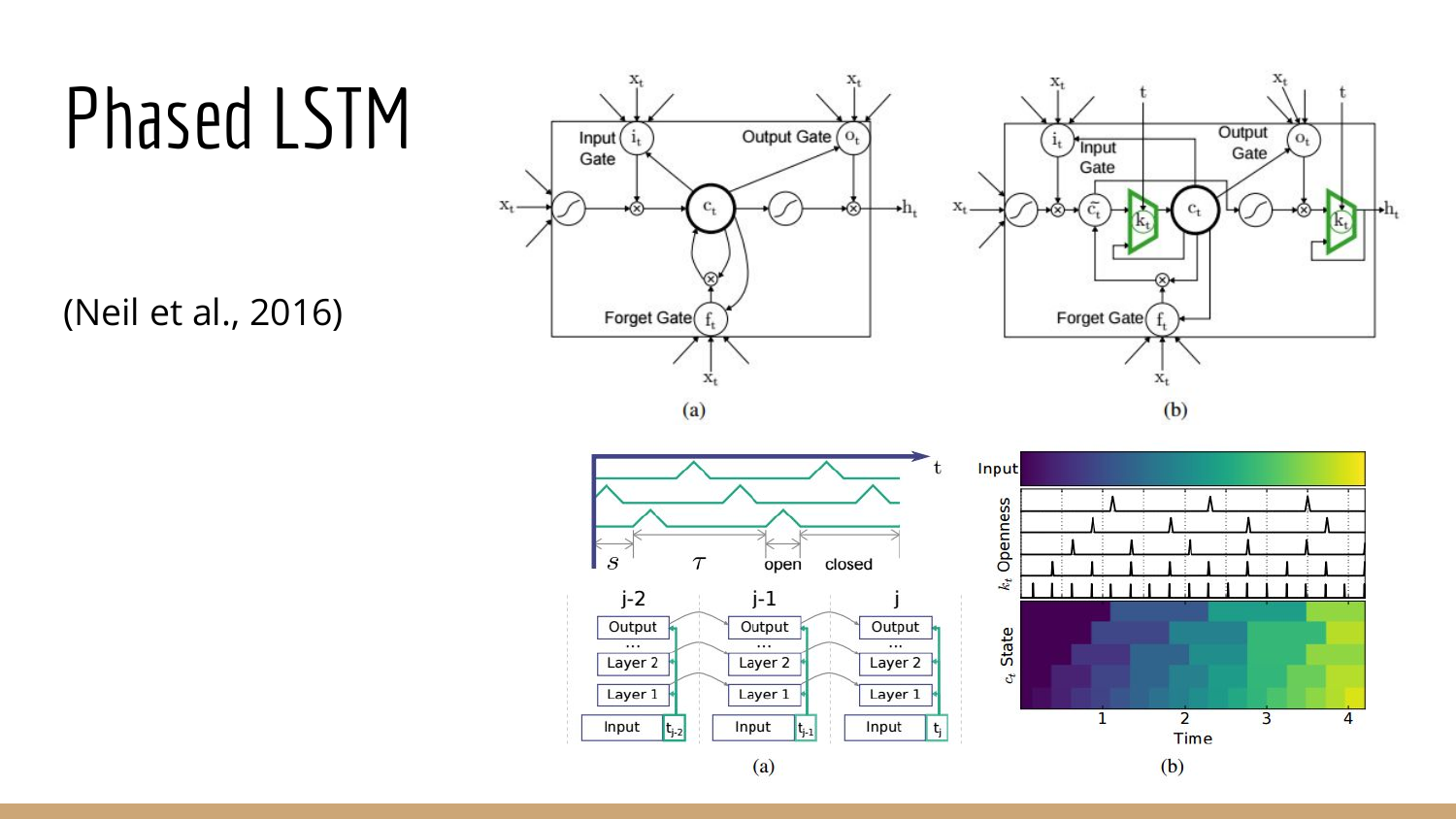# Phased LSTM

(Neil et al., 2016)

Input Gate

$i_t$

$x_t$

Output Gate

$o_t$

$c_t$

$h_t$

Forget Gate

$f_t$

(a)

$\tilde{c}_t$

$k_t$

$t$

(b)

$t$

$s$

$\tau$

open

closed

j-2

j-1

j

Output

...

Layer 2

Layer 1

Input

$t_{j-2}$

$t_{j-1}$

$t_j$

(a)

Input

$k_t$ Openness

$c_t$ State

1

2

3

4

Time

(b)